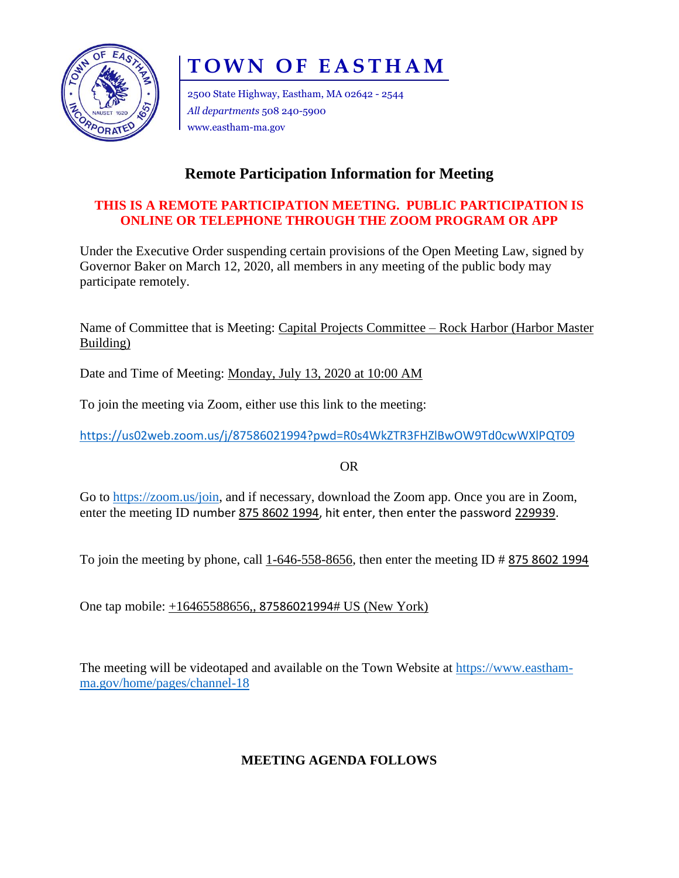# TOWN OF EASTHAM

2500 State Highway, Eastham, MA 02642 - 2544
*All departments* 508 240-5900
www.eastham-ma.gov

## Remote Participation Information for Meeting

**THIS IS A REMOTE PARTICIPATION MEETING. PUBLIC PARTICIPATION IS ONLINE OR TELEPHONE THROUGH THE ZOOM PROGRAM OR APP**

Under the Executive Order suspending certain provisions of the Open Meeting Law, signed by Governor Baker on March 12, 2020, all members in any meeting of the public body may participate remotely.

Name of Committee that is Meeting: Capital Projects Committee – Rock Harbor (Harbor Master Building)

Date and Time of Meeting: Monday, July 13, 2020 at 10:00 AM

To join the meeting via Zoom, either use this link to the meeting:

https://us02web.zoom.us/j/87586021994?pwd=R0s4WkZTR3FHZlBwOW9Td0cwWXlPQT09

OR

Go to https://zoom.us/join, and if necessary, download the Zoom app. Once you are in Zoom, enter the meeting ID number 875 8602 1994, hit enter, then enter the password 229939.

To join the meeting by phone, call 1-646-558-8656, then enter the meeting ID # 875 8602 1994

One tap mobile: +16465588656,, 87586021994# US (New York)

The meeting will be videotaped and available on the Town Website at https://www.eastham-ma.gov/home/pages/channel-18

**MEETING AGENDA FOLLOWS**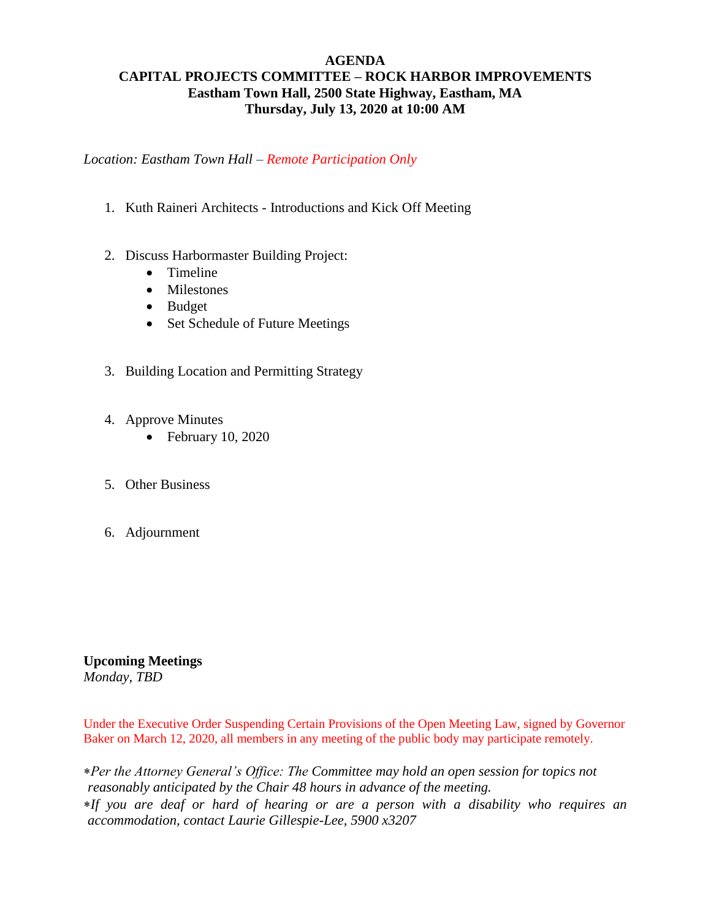**AGENDA**
**CAPITAL PROJECTS COMMITTEE – ROCK HARBOR IMPROVEMENTS**
**Eastham Town Hall, 2500 State Highway, Eastham, MA**
**Thursday, July 13, 2020 at 10:00 AM**

*Location: Eastham Town Hall – Remote Participation Only*

1. Kuth Raineri Architects - Introductions and Kick Off Meeting

2. Discuss Harbormaster Building Project:
    - Timeline
    - Milestones
    - Budget
    - Set Schedule of Future Meetings

3. Building Location and Permitting Strategy

4. Approve Minutes
    - February 10, 2020

5. Other Business

6. Adjournment

**Upcoming Meetings**
*Monday, TBD*

Under the Executive Order Suspending Certain Provisions of the Open Meeting Law, signed by Governor Baker on March 12, 2020, all members in any meeting of the public body may participate remotely.

∗*Per the Attorney General's Office: The Committee may hold an open session for topics not reasonably anticipated by the Chair 48 hours in advance of the meeting.*
∗*If you are deaf or hard of hearing or are a person with a disability who requires an accommodation, contact Laurie Gillespie-Lee, 5900 x3207*